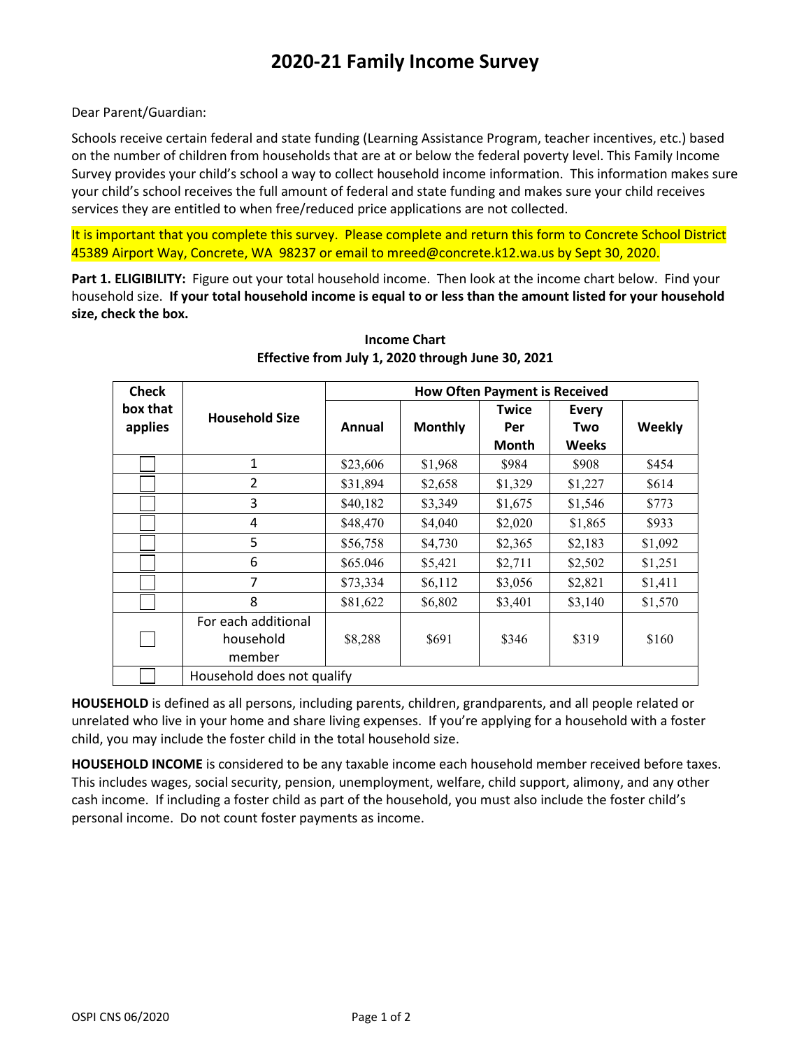# 2020-21 Family Income Survey

Dear Parent/Guardian:

Schools receive certain federal and state funding (Learning Assistance Program, teacher incentives, etc.) based on the number of children from households that are at or below the federal poverty level. This Family Income Survey provides your child's school a way to collect household income information. This information makes sure your child's school receives the full amount of federal and state funding and makes sure your child receives services they are entitled to when free/reduced price applications are not collected.

It is important that you complete this survey. Please complete and return this form to Concrete School District 45389 Airport Way, Concrete, WA 98237 or email to mreed@concrete.k12.wa.us by Sept 30, 2020.

**Part 1. ELIGIBILITY:** Figure out your total household income. Then look at the income chart below. Find your household size. **If your total household income is equal to or less than the amount listed for your household size, check the box.**

**Income Chart**
**Effective from July 1, 2020 through June 30, 2021**

| Check box that applies | Household Size | How Often Payment is Received | | | | |
|---|---|---|---|---|---|---|
| | | Annual | Monthly | Twice Per Month | Every Two Weeks | Weekly |
| ☐ | 1 | $23,606 | $1,968 | $984 | $908 | $454 |
| ☐ | 2 | $31,894 | $2,658 | $1,329 | $1,227 | $614 |
| ☐ | 3 | $40,182 | $3,349 | $1,675 | $1,546 | $773 |
| ☐ | 4 | $48,470 | $4,040 | $2,020 | $1,865 | $933 |
| ☐ | 5 | $56,758 | $4,730 | $2,365 | $2,183 | $1,092 |
| ☐ | 6 | $65.046 | $5,421 | $2,711 | $2,502 | $1,251 |
| ☐ | 7 | $73,334 | $6,112 | $3,056 | $2,821 | $1,411 |
| ☐ | 8 | $81,622 | $6,802 | $3,401 | $3,140 | $1,570 |
| ☐ | For each additional household member | $8,288 | $691 | $346 | $319 | $160 |
| ☐ | Household does not qualify | | | | | |

**HOUSEHOLD** is defined as all persons, including parents, children, grandparents, and all people related or unrelated who live in your home and share living expenses. If you're applying for a household with a foster child, you may include the foster child in the total household size.

**HOUSEHOLD INCOME** is considered to be any taxable income each household member received before taxes. This includes wages, social security, pension, unemployment, welfare, child support, alimony, and any other cash income. If including a foster child as part of the household, you must also include the foster child's personal income. Do not count foster payments as income.

OSPI CNS 06/2020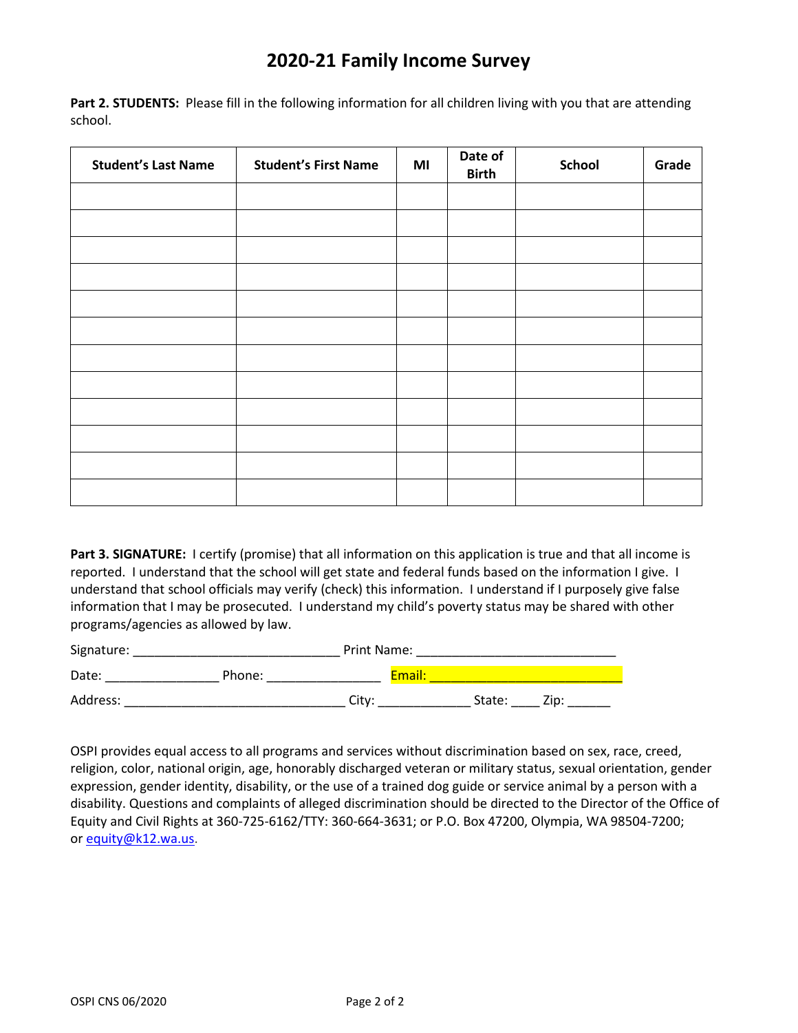# 2020-21 Family Income Survey

**Part 2. STUDENTS:** Please fill in the following information for all children living with you that are attending school.

| Student's Last Name | Student's First Name | MI | Date of Birth | School | Grade |
|---|---|---|---|---|---|
| | | | | | |
| | | | | | |
| | | | | | |
| | | | | | |
| | | | | | |
| | | | | | |
| | | | | | |
| | | | | | |
| | | | | | |
| | | | | | |
| | | | | | |
| | | | | | |

**Part 3. SIGNATURE:** I certify (promise) that all information on this application is true and that all income is reported. I understand that the school will get state and federal funds based on the information I give. I understand that school officials may verify (check) this information. I understand if I purposely give false information that I may be prosecuted. I understand my child's poverty status may be shared with other programs/agencies as allowed by law.

Signature: ____________________________ Print Name: ___________________________

Date: _______________ Phone: _______________ Email: _________________________

Address: ______________________________ City: ____________ State: ____ Zip: ______

OSPI provides equal access to all programs and services without discrimination based on sex, race, creed, religion, color, national origin, age, honorably discharged veteran or military status, sexual orientation, gender expression, gender identity, disability, or the use of a trained dog guide or service animal by a person with a disability. Questions and complaints of alleged discrimination should be directed to the Director of the Office of Equity and Civil Rights at 360-725-6162/TTY: 360-664-3631; or P.O. Box 47200, Olympia, WA 98504-7200; or equity@k12.wa.us.

OSPI CNS 06/2020